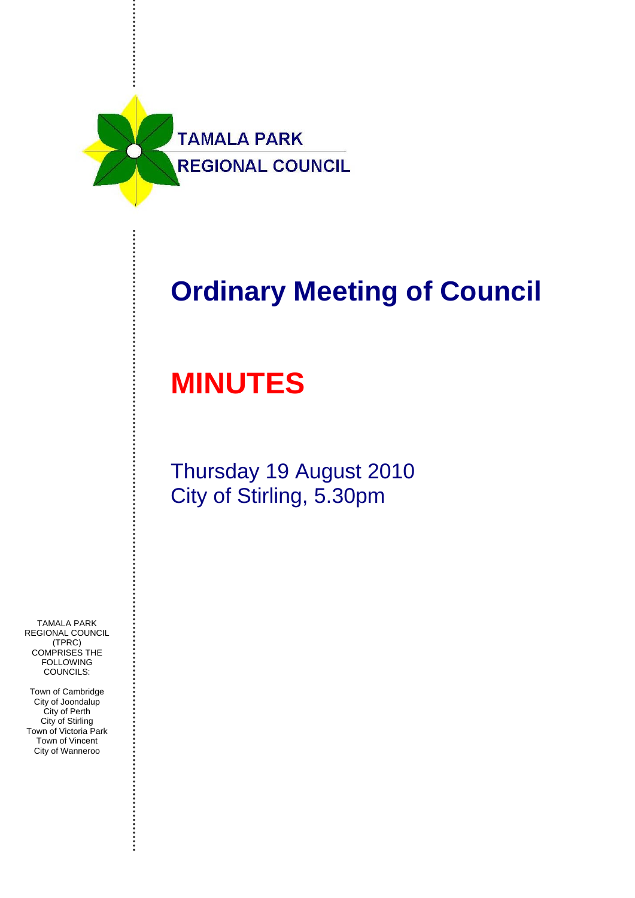TAMALA PARK

REGIONAL COUNCIL

# Ordinary Meeting of Council

# MINUTES

Thursday 19 August 2010

City of Stirling, 5.30pm

TAMALA PARK REGIONAL COUNCIL (TPRC) COMPRISES THE FOLLOWING COUNCILS:

Town of Cambridge
City of Joondalup
City of Perth
City of Stirling
Town of Victoria Park
Town of Vincent
City of Wanneroo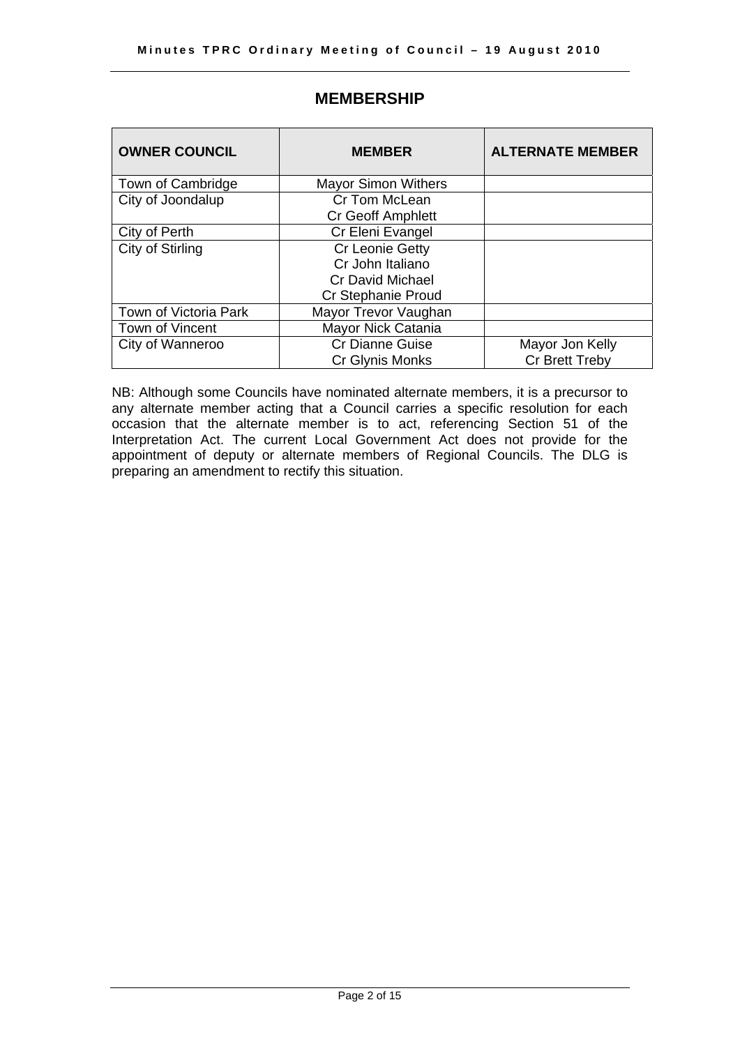## MEMBERSHIP

| OWNER COUNCIL | MEMBER | ALTERNATE MEMBER |
|---|---|---|
| Town of Cambridge | Mayor Simon Withers | |
| City of Joondalup | Cr Tom McLean<br>Cr Geoff Amphlett | |
| City of Perth | Cr Eleni Evangel | |
| City of Stirling | Cr Leonie Getty<br>Cr John Italiano<br>Cr David Michael<br>Cr Stephanie Proud | |
| Town of Victoria Park | Mayor Trevor Vaughan | |
| Town of Vincent | Mayor Nick Catania | |
| City of Wanneroo | Cr Dianne Guise<br>Cr Glynis Monks | Mayor Jon Kelly<br>Cr Brett Treby |

NB: Although some Councils have nominated alternate members, it is a precursor to any alternate member acting that a Council carries a specific resolution for each occasion that the alternate member is to act, referencing Section 51 of the Interpretation Act. The current Local Government Act does not provide for the appointment of deputy or alternate members of Regional Councils. The DLG is preparing an amendment to rectify this situation.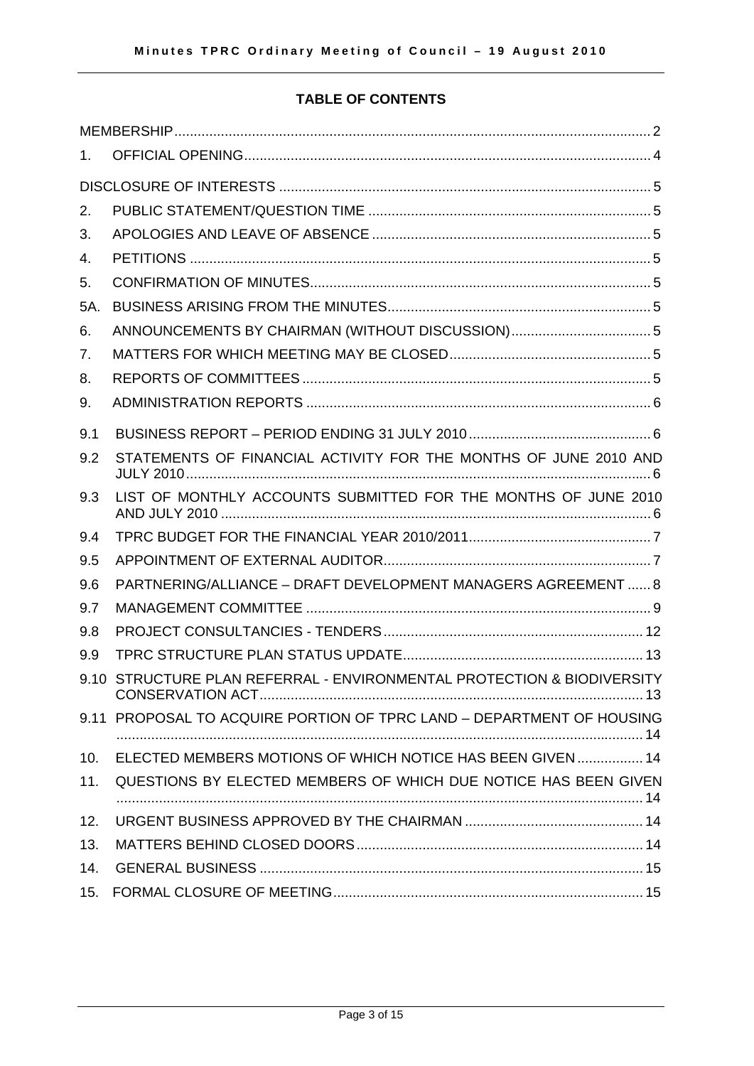**TABLE OF CONTENTS**

| | | |
|---|---|---|
| MEMBERSHIP | | 2 |
| 1. | OFFICIAL OPENING | 4 |
| DISCLOSURE OF INTERESTS | | 5 |
| 2. | PUBLIC STATEMENT/QUESTION TIME | 5 |
| 3. | APOLOGIES AND LEAVE OF ABSENCE | 5 |
| 4. | PETITIONS | 5 |
| 5. | CONFIRMATION OF MINUTES | 5 |
| 5A. | BUSINESS ARISING FROM THE MINUTES | 5 |
| 6. | ANNOUNCEMENTS BY CHAIRMAN (WITHOUT DISCUSSION) | 5 |
| 7. | MATTERS FOR WHICH MEETING MAY BE CLOSED | 5 |
| 8. | REPORTS OF COMMITTEES | 5 |
| 9. | ADMINISTRATION REPORTS | 6 |
| 9.1 | BUSINESS REPORT – PERIOD ENDING 31 JULY 2010 | 6 |
| 9.2 | STATEMENTS OF FINANCIAL ACTIVITY FOR THE MONTHS OF JUNE 2010 AND JULY 2010 | 6 |
| 9.3 | LIST OF MONTHLY ACCOUNTS SUBMITTED FOR THE MONTHS OF JUNE 2010 AND JULY 2010 | 6 |
| 9.4 | TPRC BUDGET FOR THE FINANCIAL YEAR 2010/2011 | 7 |
| 9.5 | APPOINTMENT OF EXTERNAL AUDITOR | 7 |
| 9.6 | PARTNERING/ALLIANCE – DRAFT DEVELOPMENT MANAGERS AGREEMENT | 8 |
| 9.7 | MANAGEMENT COMMITTEE | 9 |
| 9.8 | PROJECT CONSULTANCIES - TENDERS | 12 |
| 9.9 | TPRC STRUCTURE PLAN STATUS UPDATE | 13 |
| 9.10 | STRUCTURE PLAN REFERRAL - ENVIRONMENTAL PROTECTION & BIODIVERSITY CONSERVATION ACT | 13 |
| 9.11 | PROPOSAL TO ACQUIRE PORTION OF TPRC LAND – DEPARTMENT OF HOUSING | 14 |
| 10. | ELECTED MEMBERS MOTIONS OF WHICH NOTICE HAS BEEN GIVEN | 14 |
| 11. | QUESTIONS BY ELECTED MEMBERS OF WHICH DUE NOTICE HAS BEEN GIVEN | 14 |
| 12. | URGENT BUSINESS APPROVED BY THE CHAIRMAN | 14 |
| 13. | MATTERS BEHIND CLOSED DOORS | 14 |
| 14. | GENERAL BUSINESS | 15 |
| 15. | FORMAL CLOSURE OF MEETING | 15 |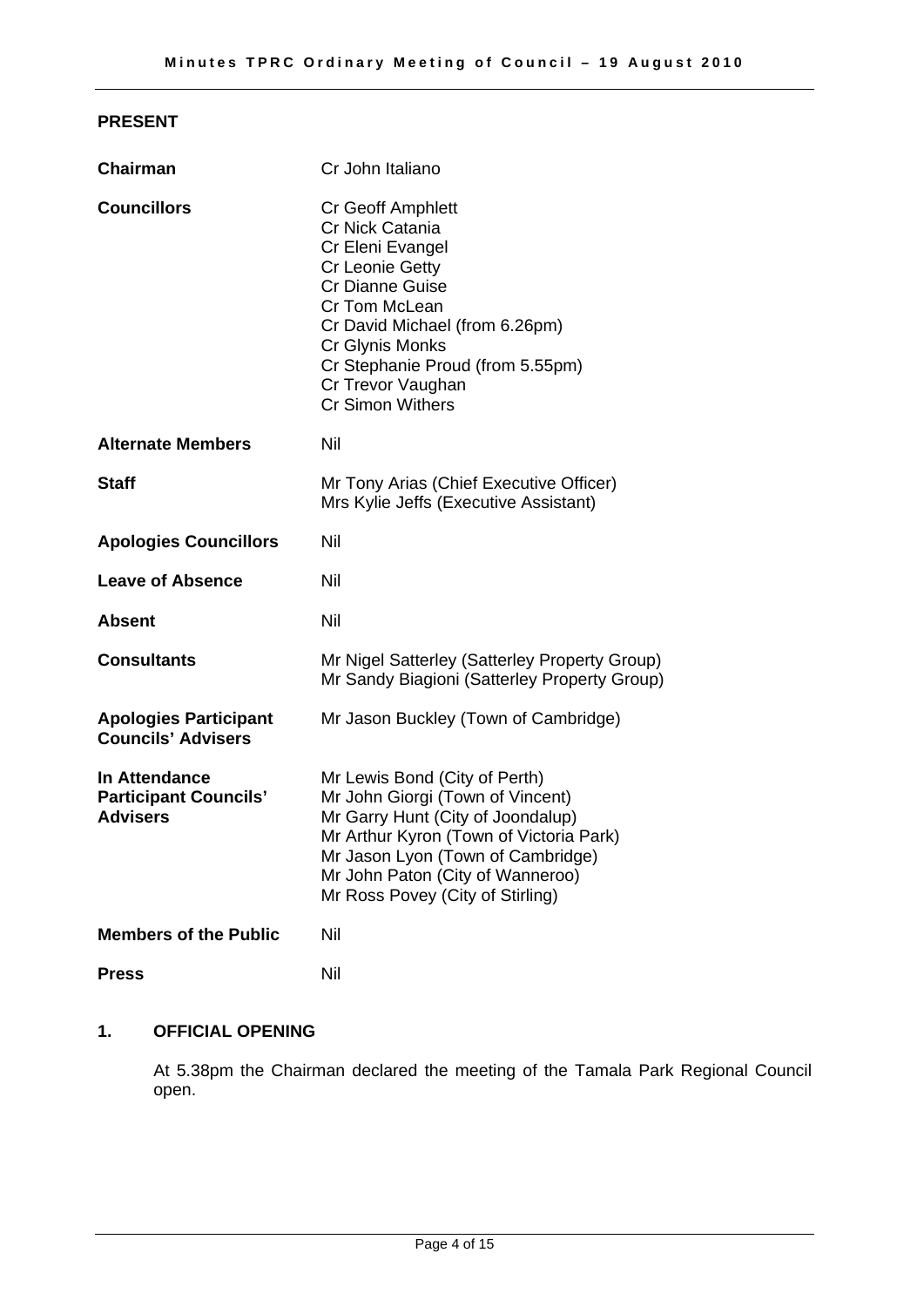## PRESENT

| | |
|---|---|
| **Chairman** | Cr John Italiano |
| **Councillors** | Cr Geoff Amphlett<br>Cr Nick Catania<br>Cr Eleni Evangel<br>Cr Leonie Getty<br>Cr Dianne Guise<br>Cr Tom McLean<br>Cr David Michael (from 6.26pm)<br>Cr Glynis Monks<br>Cr Stephanie Proud (from 5.55pm)<br>Cr Trevor Vaughan<br>Cr Simon Withers |
| **Alternate Members** | Nil |
| **Staff** | Mr Tony Arias (Chief Executive Officer)<br>Mrs Kylie Jeffs (Executive Assistant) |
| **Apologies Councillors** | Nil |
| **Leave of Absence** | Nil |
| **Absent** | Nil |
| **Consultants** | Mr Nigel Satterley (Satterley Property Group)<br>Mr Sandy Biagioni (Satterley Property Group) |
| **Apologies Participant Councils' Advisers** | Mr Jason Buckley (Town of Cambridge) |
| **In Attendance Participant Councils' Advisers** | Mr Lewis Bond (City of Perth)<br>Mr John Giorgi (Town of Vincent)<br>Mr Garry Hunt (City of Joondalup)<br>Mr Arthur Kyron (Town of Victoria Park)<br>Mr Jason Lyon (Town of Cambridge)<br>Mr John Paton (City of Wanneroo)<br>Mr Ross Povey (City of Stirling) |
| **Members of the Public** | Nil |
| **Press** | Nil |

## 1. OFFICIAL OPENING

At 5.38pm the Chairman declared the meeting of the Tamala Park Regional Council open.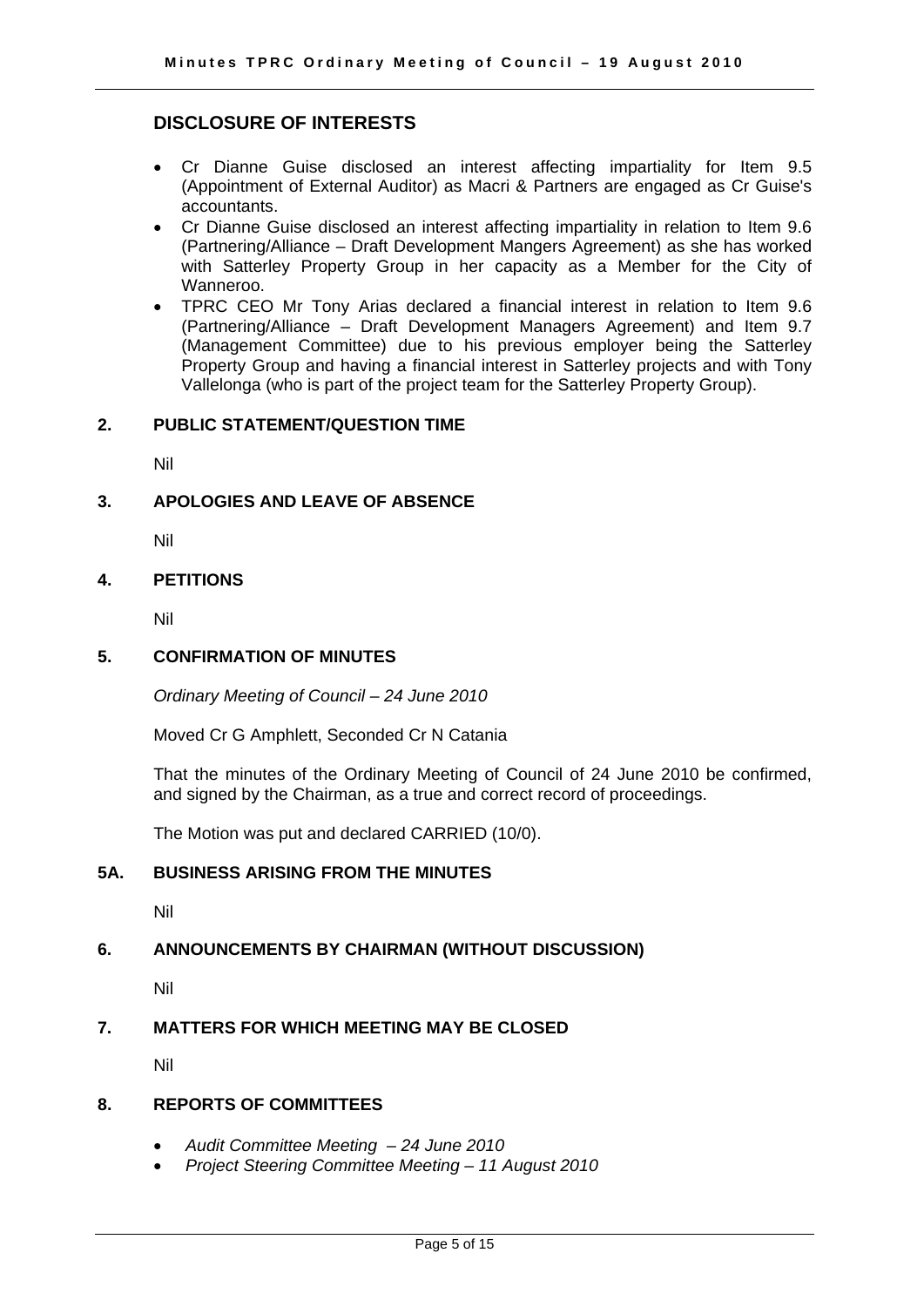## DISCLOSURE OF INTERESTS

- Cr Dianne Guise disclosed an interest affecting impartiality for Item 9.5 (Appointment of External Auditor) as Macri & Partners are engaged as Cr Guise's accountants.
- Cr Dianne Guise disclosed an interest affecting impartiality in relation to Item 9.6 (Partnering/Alliance – Draft Development Mangers Agreement) as she has worked with Satterley Property Group in her capacity as a Member for the City of Wanneroo.
- TPRC CEO Mr Tony Arias declared a financial interest in relation to Item 9.6 (Partnering/Alliance – Draft Development Managers Agreement) and Item 9.7 (Management Committee) due to his previous employer being the Satterley Property Group and having a financial interest in Satterley projects and with Tony Vallelonga (who is part of the project team for the Satterley Property Group).

## 2. PUBLIC STATEMENT/QUESTION TIME

Nil

## 3. APOLOGIES AND LEAVE OF ABSENCE

Nil

## 4. PETITIONS

Nil

## 5. CONFIRMATION OF MINUTES

*Ordinary Meeting of Council – 24 June 2010*

Moved Cr G Amphlett, Seconded Cr N Catania

That the minutes of the Ordinary Meeting of Council of 24 June 2010 be confirmed, and signed by the Chairman, as a true and correct record of proceedings.

The Motion was put and declared CARRIED (10/0).

## 5A. BUSINESS ARISING FROM THE MINUTES

Nil

## 6. ANNOUNCEMENTS BY CHAIRMAN (WITHOUT DISCUSSION)

Nil

## 7. MATTERS FOR WHICH MEETING MAY BE CLOSED

Nil

## 8. REPORTS OF COMMITTEES

- *Audit Committee Meeting – 24 June 2010*
- *Project Steering Committee Meeting – 11 August 2010*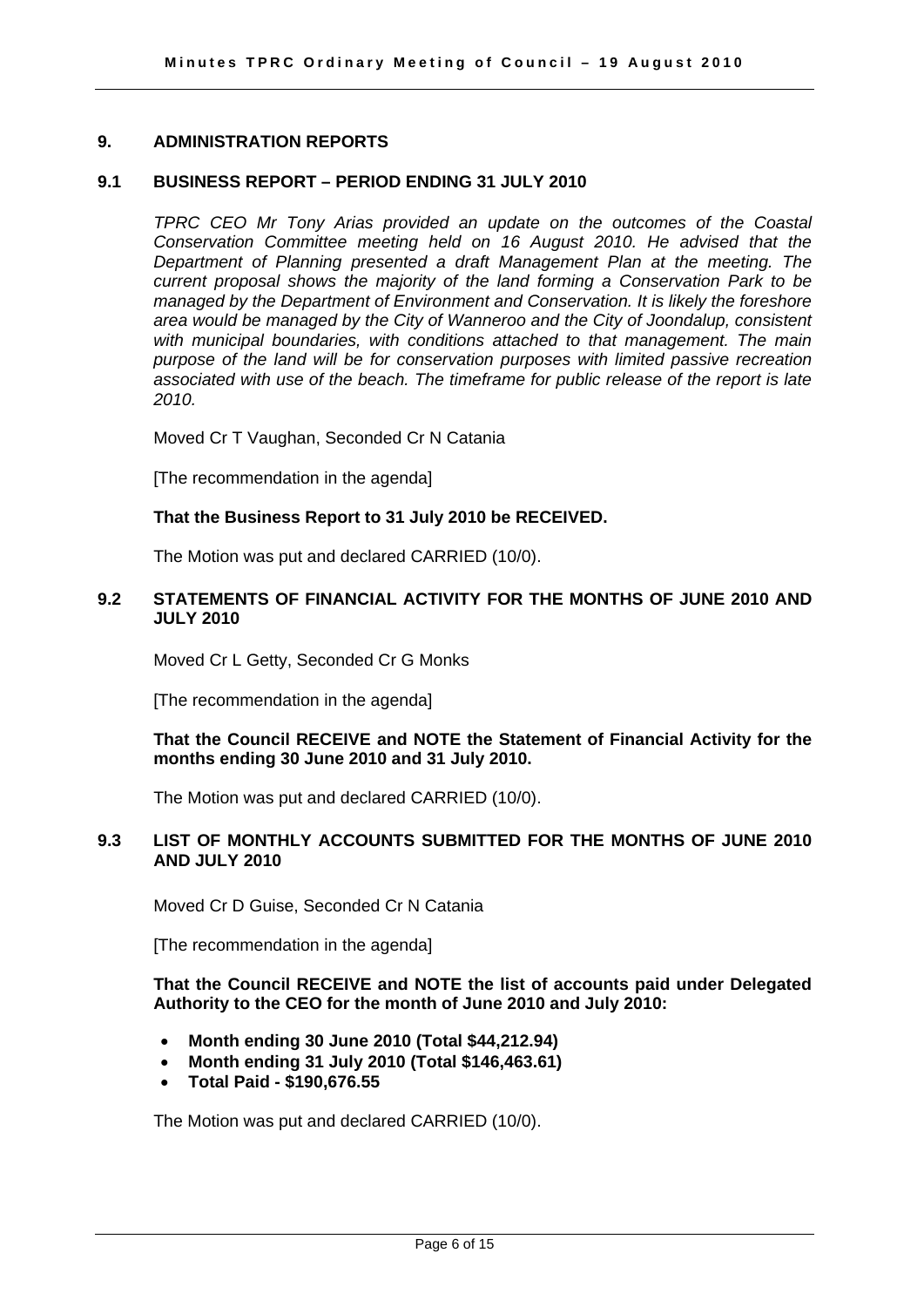## 9. ADMINISTRATION REPORTS

### 9.1 BUSINESS REPORT – PERIOD ENDING 31 JULY 2010

*TPRC CEO Mr Tony Arias provided an update on the outcomes of the Coastal Conservation Committee meeting held on 16 August 2010. He advised that the Department of Planning presented a draft Management Plan at the meeting. The current proposal shows the majority of the land forming a Conservation Park to be managed by the Department of Environment and Conservation. It is likely the foreshore area would be managed by the City of Wanneroo and the City of Joondalup, consistent with municipal boundaries, with conditions attached to that management. The main purpose of the land will be for conservation purposes with limited passive recreation associated with use of the beach. The timeframe for public release of the report is late 2010.*

Moved Cr T Vaughan, Seconded Cr N Catania

[The recommendation in the agenda]

**That the Business Report to 31 July 2010 be RECEIVED.**

The Motion was put and declared CARRIED (10/0).

### 9.2 STATEMENTS OF FINANCIAL ACTIVITY FOR THE MONTHS OF JUNE 2010 AND JULY 2010

Moved Cr L Getty, Seconded Cr G Monks

[The recommendation in the agenda]

**That the Council RECEIVE and NOTE the Statement of Financial Activity for the months ending 30 June 2010 and 31 July 2010.**

The Motion was put and declared CARRIED (10/0).

### 9.3 LIST OF MONTHLY ACCOUNTS SUBMITTED FOR THE MONTHS OF JUNE 2010 AND JULY 2010

Moved Cr D Guise, Seconded Cr N Catania

[The recommendation in the agenda]

**That the Council RECEIVE and NOTE the list of accounts paid under Delegated Authority to the CEO for the month of June 2010 and July 2010:**

- **Month ending 30 June 2010 (Total $44,212.94)**
- **Month ending 31 July 2010 (Total $146,463.61)**
- **Total Paid - $190,676.55**

The Motion was put and declared CARRIED (10/0).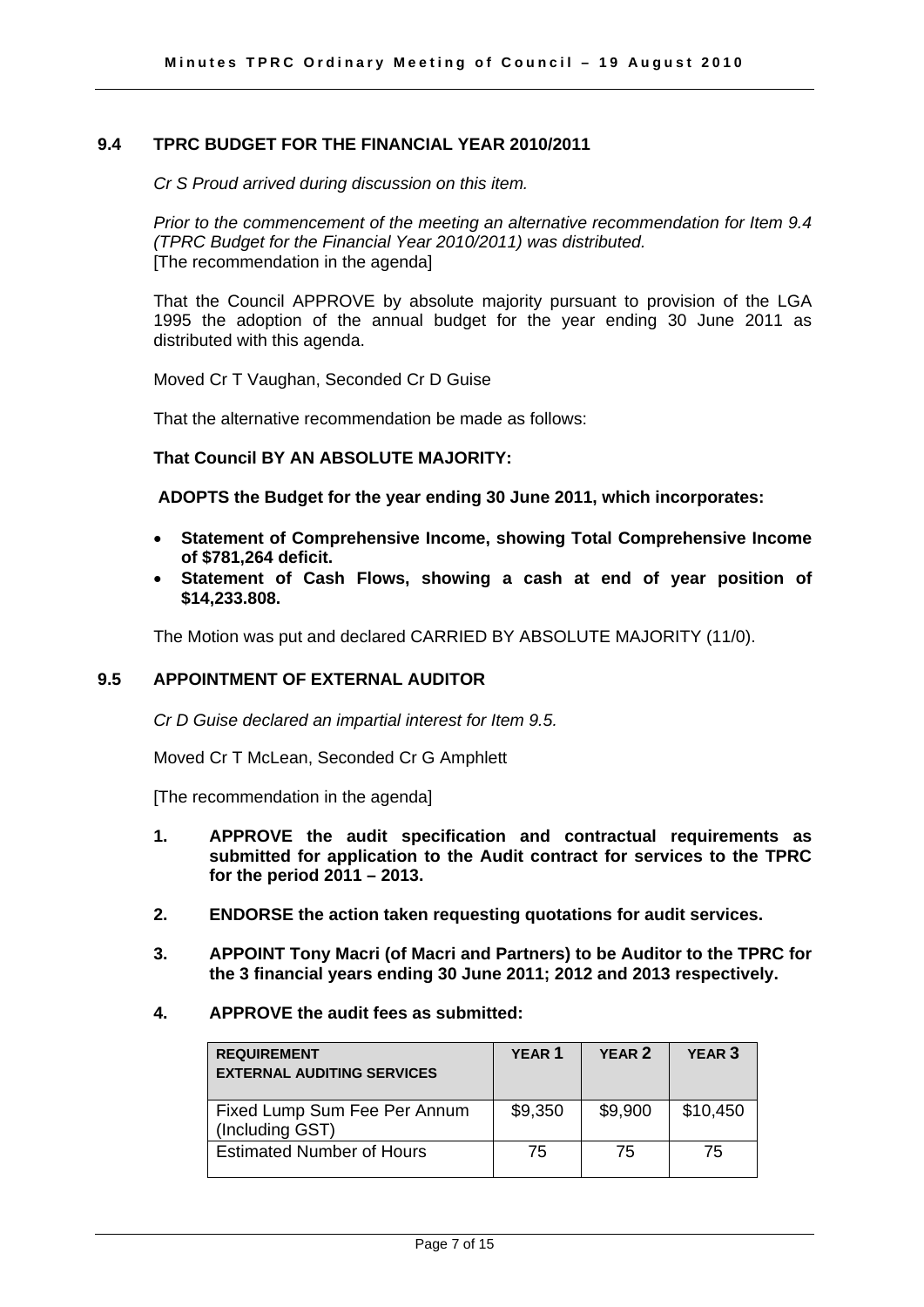### 9.4 TPRC BUDGET FOR THE FINANCIAL YEAR 2010/2011

*Cr S Proud arrived during discussion on this item.*

*Prior to the commencement of the meeting an alternative recommendation for Item 9.4 (TPRC Budget for the Financial Year 2010/2011) was distributed.*
[The recommendation in the agenda]

That the Council APPROVE by absolute majority pursuant to provision of the LGA 1995 the adoption of the annual budget for the year ending 30 June 2011 as distributed with this agenda.

Moved Cr T Vaughan, Seconded Cr D Guise

That the alternative recommendation be made as follows:

**That Council BY AN ABSOLUTE MAJORITY:**

**ADOPTS the Budget for the year ending 30 June 2011, which incorporates:**

- **Statement of Comprehensive Income, showing Total Comprehensive Income of $781,264 deficit.**
- **Statement of Cash Flows, showing a cash at end of year position of $14,233.808.**

The Motion was put and declared CARRIED BY ABSOLUTE MAJORITY (11/0).

### 9.5 APPOINTMENT OF EXTERNAL AUDITOR

*Cr D Guise declared an impartial interest for Item 9.5.*

Moved Cr T McLean, Seconded Cr G Amphlett

[The recommendation in the agenda]

1. **APPROVE the audit specification and contractual requirements as submitted for application to the Audit contract for services to the TPRC for the period 2011 – 2013.**

2. **ENDORSE the action taken requesting quotations for audit services.**

3. **APPOINT Tony Macri (of Macri and Partners) to be Auditor to the TPRC for the 3 financial years ending 30 June 2011; 2012 and 2013 respectively.**

4. **APPROVE the audit fees as submitted:**

| REQUIREMENT EXTERNAL AUDITING SERVICES | YEAR 1 | YEAR 2 | YEAR 3 |
|---|---|---|---|
| Fixed Lump Sum Fee Per Annum (Including GST) | $9,350 | $9,900 | $10,450 |
| Estimated Number of Hours | 75 | 75 | 75 |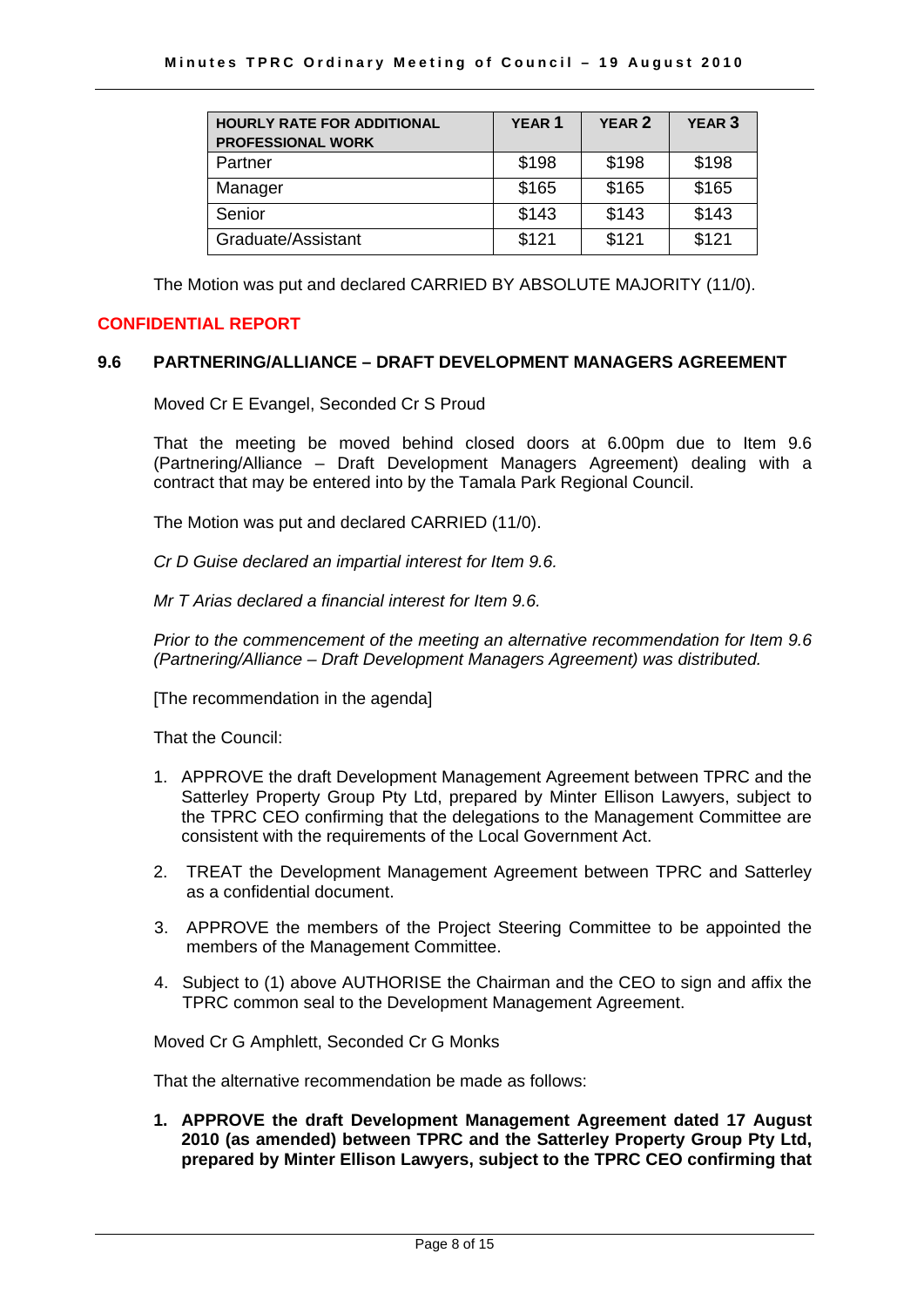| HOURLY RATE FOR ADDITIONAL PROFESSIONAL WORK | YEAR 1 | YEAR 2 | YEAR 3 |
|---|---|---|---|
| Partner | $198 | $198 | $198 |
| Manager | $165 | $165 | $165 |
| Senior | $143 | $143 | $143 |
| Graduate/Assistant | $121 | $121 | $121 |

The Motion was put and declared CARRIED BY ABSOLUTE MAJORITY (11/0).

## CONFIDENTIAL REPORT

### 9.6 PARTNERING/ALLIANCE – DRAFT DEVELOPMENT MANAGERS AGREEMENT

Moved Cr E Evangel, Seconded Cr S Proud

That the meeting be moved behind closed doors at 6.00pm due to Item 9.6 (Partnering/Alliance – Draft Development Managers Agreement) dealing with a contract that may be entered into by the Tamala Park Regional Council.

The Motion was put and declared CARRIED (11/0).

*Cr D Guise declared an impartial interest for Item 9.6.*

*Mr T Arias declared a financial interest for Item 9.6.*

*Prior to the commencement of the meeting an alternative recommendation for Item 9.6 (Partnering/Alliance – Draft Development Managers Agreement) was distributed.*

[The recommendation in the agenda]

That the Council:

1. APPROVE the draft Development Management Agreement between TPRC and the Satterley Property Group Pty Ltd, prepared by Minter Ellison Lawyers, subject to the TPRC CEO confirming that the delegations to the Management Committee are consistent with the requirements of the Local Government Act.
2. TREAT the Development Management Agreement between TPRC and Satterley as a confidential document.
3. APPROVE the members of the Project Steering Committee to be appointed the members of the Management Committee.
4. Subject to (1) above AUTHORISE the Chairman and the CEO to sign and affix the TPRC common seal to the Development Management Agreement.

Moved Cr G Amphlett, Seconded Cr G Monks

That the alternative recommendation be made as follows:

1. **APPROVE the draft Development Management Agreement dated 17 August 2010 (as amended) between TPRC and the Satterley Property Group Pty Ltd, prepared by Minter Ellison Lawyers, subject to the TPRC CEO confirming that**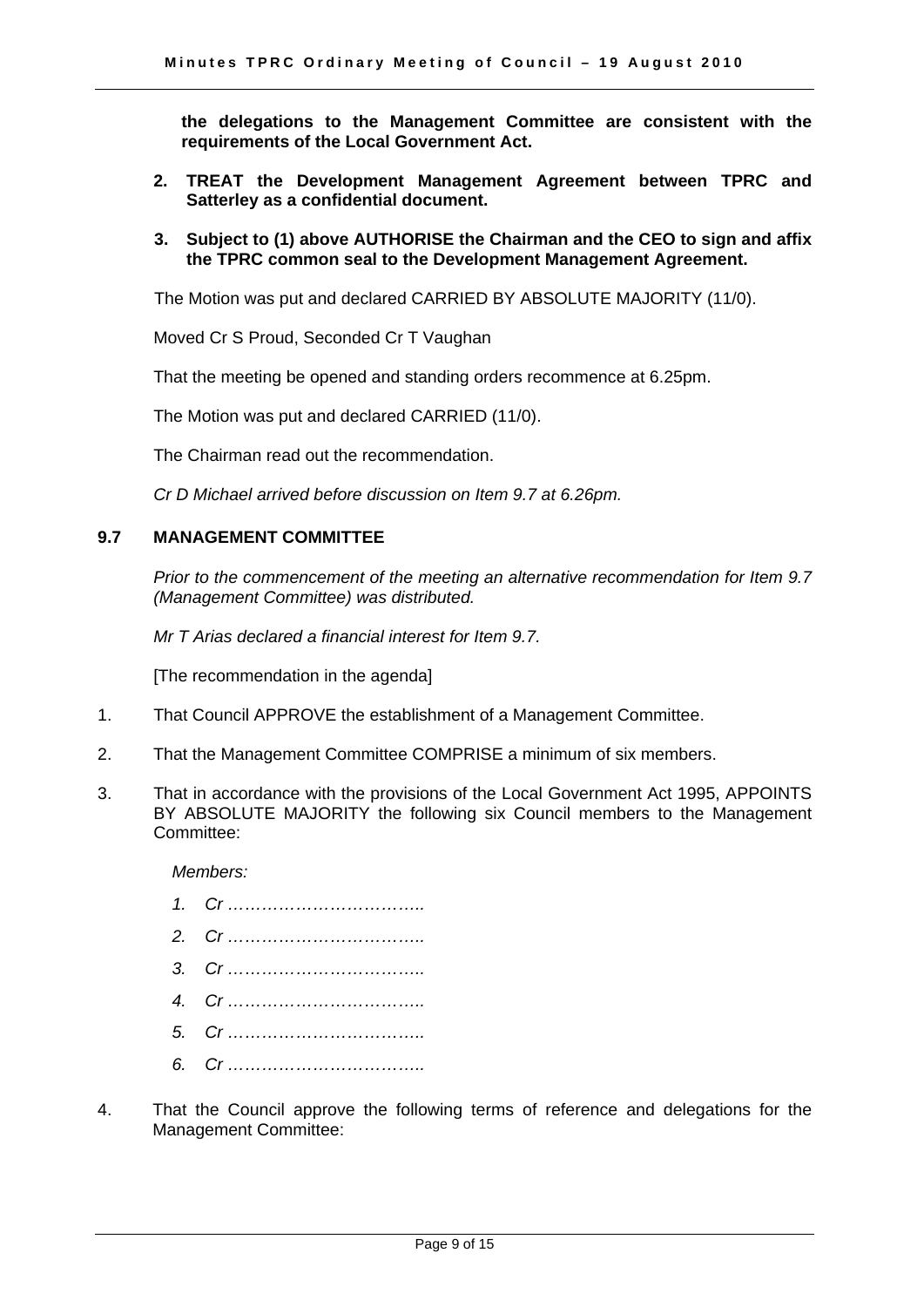**the delegations to the Management Committee are consistent with the requirements of the Local Government Act.**

2. **TREAT the Development Management Agreement between TPRC and Satterley as a confidential document.**

3. **Subject to (1) above AUTHORISE the Chairman and the CEO to sign and affix the TPRC common seal to the Development Management Agreement.**

The Motion was put and declared CARRIED BY ABSOLUTE MAJORITY (11/0).

Moved Cr S Proud, Seconded Cr T Vaughan

That the meeting be opened and standing orders recommence at 6.25pm.

The Motion was put and declared CARRIED (11/0).

The Chairman read out the recommendation.

*Cr D Michael arrived before discussion on Item 9.7 at 6.26pm.*

### 9.7 MANAGEMENT COMMITTEE

*Prior to the commencement of the meeting an alternative recommendation for Item 9.7 (Management Committee) was distributed.*

*Mr T Arias declared a financial interest for Item 9.7.*

[The recommendation in the agenda]

1. That Council APPROVE the establishment of a Management Committee.

2. That the Management Committee COMPRISE a minimum of six members.

3. That in accordance with the provisions of the Local Government Act 1995, APPOINTS BY ABSOLUTE MAJORITY the following six Council members to the Management Committee:

   *Members:*

   *1. Cr ……………………………..*

   *2. Cr ……………………………..*

   *3. Cr ……………………………..*

   *4. Cr ……………………………..*

   *5. Cr ……………………………..*

   *6. Cr ……………………………..*

4. That the Council approve the following terms of reference and delegations for the Management Committee: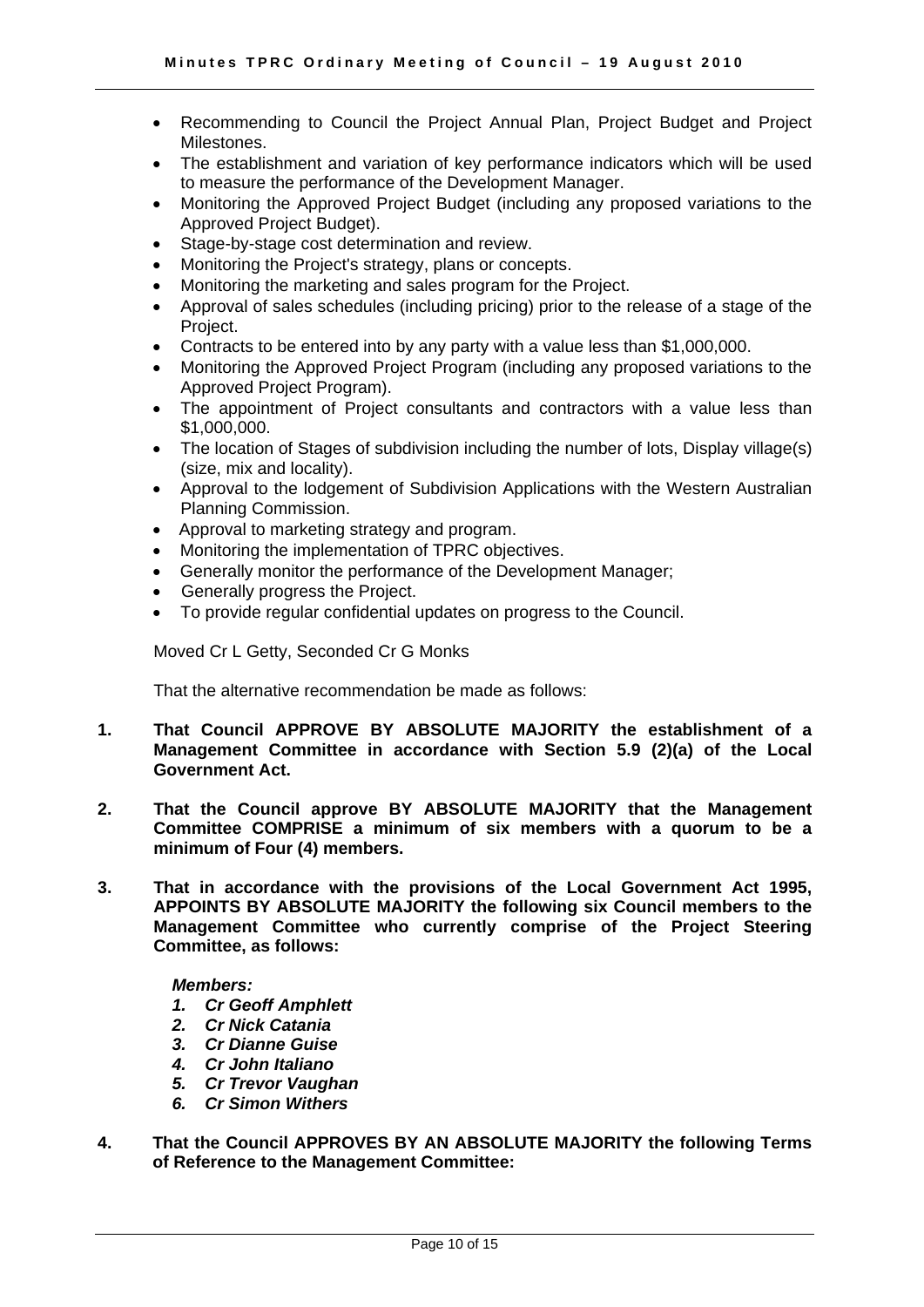- Recommending to Council the Project Annual Plan, Project Budget and Project Milestones.
- The establishment and variation of key performance indicators which will be used to measure the performance of the Development Manager.
- Monitoring the Approved Project Budget (including any proposed variations to the Approved Project Budget).
- Stage-by-stage cost determination and review.
- Monitoring the Project's strategy, plans or concepts.
- Monitoring the marketing and sales program for the Project.
- Approval of sales schedules (including pricing) prior to the release of a stage of the Project.
- Contracts to be entered into by any party with a value less than $1,000,000.
- Monitoring the Approved Project Program (including any proposed variations to the Approved Project Program).
- The appointment of Project consultants and contractors with a value less than $1,000,000.
- The location of Stages of subdivision including the number of lots, Display village(s) (size, mix and locality).
- Approval to the lodgement of Subdivision Applications with the Western Australian Planning Commission.
- Approval to marketing strategy and program.
- Monitoring the implementation of TPRC objectives.
- Generally monitor the performance of the Development Manager;
- Generally progress the Project.
- To provide regular confidential updates on progress to the Council.

Moved Cr L Getty, Seconded Cr G Monks

That the alternative recommendation be made as follows:

**1. That Council APPROVE BY ABSOLUTE MAJORITY the establishment of a Management Committee in accordance with Section 5.9 (2)(a) of the Local Government Act.**

**2. That the Council approve BY ABSOLUTE MAJORITY that the Management Committee COMPRISE a minimum of six members with a quorum to be a minimum of Four (4) members.**

**3. That in accordance with the provisions of the Local Government Act 1995, APPOINTS BY ABSOLUTE MAJORITY the following six Council members to the Management Committee who currently comprise of the Project Steering Committee, as follows:**

***Members:***

1. ***Cr Geoff Amphlett***
2. ***Cr Nick Catania***
3. ***Cr Dianne Guise***
4. ***Cr John Italiano***
5. ***Cr Trevor Vaughan***
6. ***Cr Simon Withers***

**4. That the Council APPROVES BY AN ABSOLUTE MAJORITY the following Terms of Reference to the Management Committee:**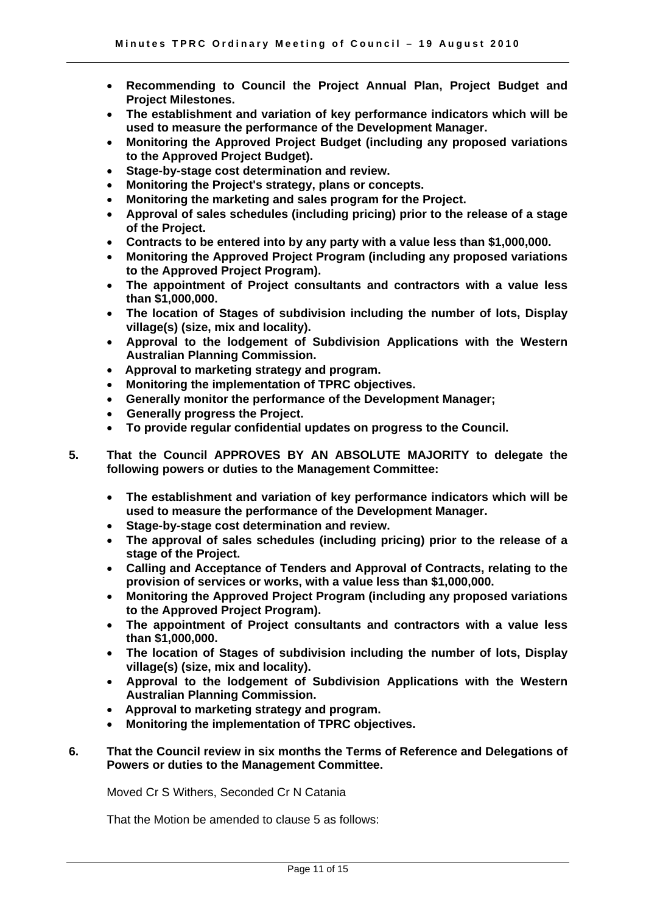- **Recommending to Council the Project Annual Plan, Project Budget and Project Milestones.**
- **The establishment and variation of key performance indicators which will be used to measure the performance of the Development Manager.**
- **Monitoring the Approved Project Budget (including any proposed variations to the Approved Project Budget).**
- **Stage-by-stage cost determination and review.**
- **Monitoring the Project's strategy, plans or concepts.**
- **Monitoring the marketing and sales program for the Project.**
- **Approval of sales schedules (including pricing) prior to the release of a stage of the Project.**
- **Contracts to be entered into by any party with a value less than $1,000,000.**
- **Monitoring the Approved Project Program (including any proposed variations to the Approved Project Program).**
- **The appointment of Project consultants and contractors with a value less than $1,000,000.**
- **The location of Stages of subdivision including the number of lots, Display village(s) (size, mix and locality).**
- **Approval to the lodgement of Subdivision Applications with the Western Australian Planning Commission.**
- **Approval to marketing strategy and program.**
- **Monitoring the implementation of TPRC objectives.**
- **Generally monitor the performance of the Development Manager;**
- **Generally progress the Project.**
- **To provide regular confidential updates on progress to the Council.**

**5. That the Council APPROVES BY AN ABSOLUTE MAJORITY to delegate the following powers or duties to the Management Committee:**

- **The establishment and variation of key performance indicators which will be used to measure the performance of the Development Manager.**
- **Stage-by-stage cost determination and review.**
- **The approval of sales schedules (including pricing) prior to the release of a stage of the Project.**
- **Calling and Acceptance of Tenders and Approval of Contracts, relating to the provision of services or works, with a value less than $1,000,000.**
- **Monitoring the Approved Project Program (including any proposed variations to the Approved Project Program).**
- **The appointment of Project consultants and contractors with a value less than $1,000,000.**
- **The location of Stages of subdivision including the number of lots, Display village(s) (size, mix and locality).**
- **Approval to the lodgement of Subdivision Applications with the Western Australian Planning Commission.**
- **Approval to marketing strategy and program.**
- **Monitoring the implementation of TPRC objectives.**

**6. That the Council review in six months the Terms of Reference and Delegations of Powers or duties to the Management Committee.**

Moved Cr S Withers, Seconded Cr N Catania

That the Motion be amended to clause 5 as follows: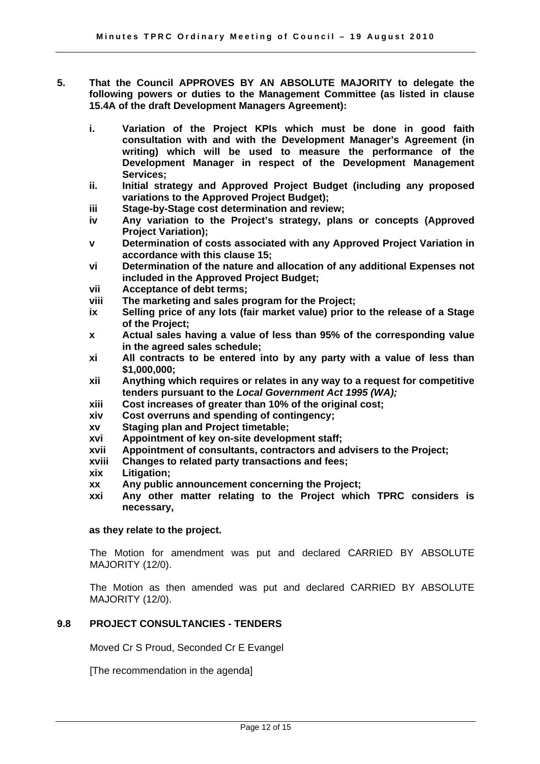**5. That the Council APPROVES BY AN ABSOLUTE MAJORITY to delegate the following powers or duties to the Management Committee (as listed in clause 15.4A of the draft Development Managers Agreement):**

- **i. Variation of the Project KPIs which must be done in good faith consultation with and with the Development Manager's Agreement (in writing) which will be used to measure the performance of the Development Manager in respect of the Development Management Services;**
- **ii. Initial strategy and Approved Project Budget (including any proposed variations to the Approved Project Budget);**
- **iii Stage-by-Stage cost determination and review;**
- **iv Any variation to the Project's strategy, plans or concepts (Approved Project Variation);**
- **v Determination of costs associated with any Approved Project Variation in accordance with this clause 15;**
- **vi Determination of the nature and allocation of any additional Expenses not included in the Approved Project Budget;**
- **vii Acceptance of debt terms;**
- **viii The marketing and sales program for the Project;**
- **ix Selling price of any lots (fair market value) prior to the release of a Stage of the Project;**
- **x Actual sales having a value of less than 95% of the corresponding value in the agreed sales schedule;**
- **xi All contracts to be entered into by any party with a value of less than $1,000,000;**
- **xii Anything which requires or relates in any way to a request for competitive tenders pursuant to the *Local Government Act 1995 (WA);***
- **xiii Cost increases of greater than 10% of the original cost;**
- **xiv Cost overruns and spending of contingency;**
- **xv Staging plan and Project timetable;**
- **xvi Appointment of key on-site development staff;**
- **xvii Appointment of consultants, contractors and advisers to the Project;**
- **xviii Changes to related party transactions and fees;**
- **xix Litigation;**
- **xx Any public announcement concerning the Project;**
- **xxi Any other matter relating to the Project which TPRC considers is necessary,**

**as they relate to the project.**

The Motion for amendment was put and declared CARRIED BY ABSOLUTE MAJORITY (12/0).

The Motion as then amended was put and declared CARRIED BY ABSOLUTE MAJORITY (12/0).

## 9.8 PROJECT CONSULTANCIES - TENDERS

Moved Cr S Proud, Seconded Cr E Evangel

[The recommendation in the agenda]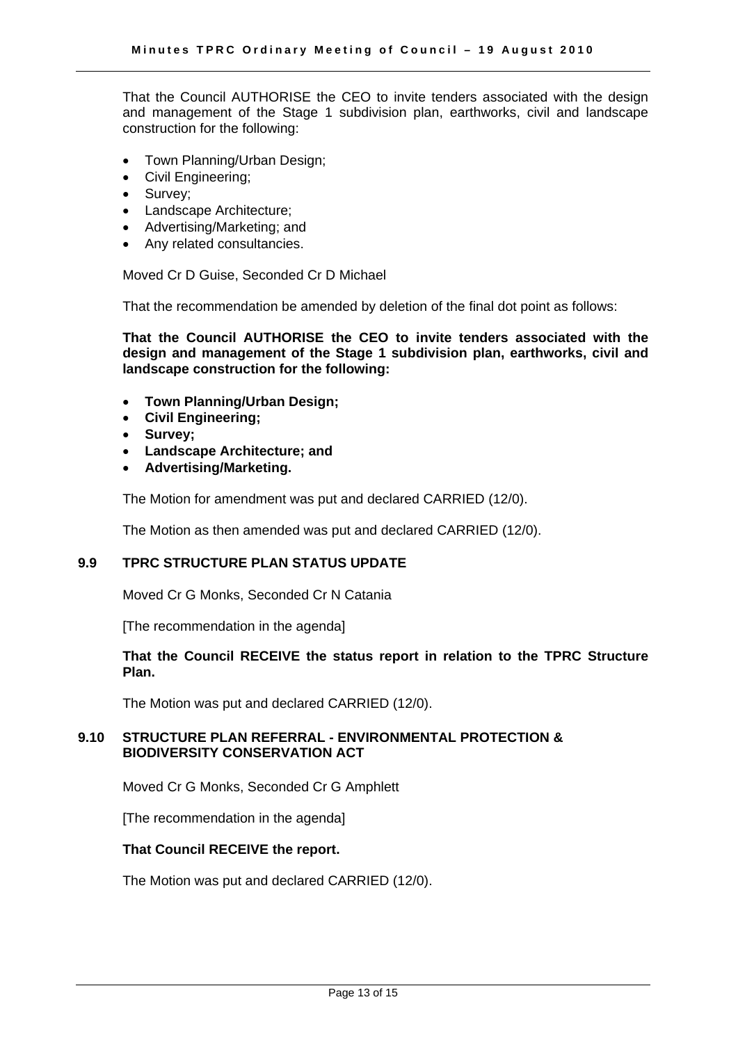That the Council AUTHORISE the CEO to invite tenders associated with the design and management of the Stage 1 subdivision plan, earthworks, civil and landscape construction for the following:

- Town Planning/Urban Design;
- Civil Engineering;
- Survey;
- Landscape Architecture;
- Advertising/Marketing; and
- Any related consultancies.

Moved Cr D Guise, Seconded Cr D Michael

That the recommendation be amended by deletion of the final dot point as follows:

**That the Council AUTHORISE the CEO to invite tenders associated with the design and management of the Stage 1 subdivision plan, earthworks, civil and landscape construction for the following:**

- **Town Planning/Urban Design;**
- **Civil Engineering;**
- **Survey;**
- **Landscape Architecture; and**
- **Advertising/Marketing.**

The Motion for amendment was put and declared CARRIED (12/0).

The Motion as then amended was put and declared CARRIED (12/0).

### 9.9 TPRC STRUCTURE PLAN STATUS UPDATE

Moved Cr G Monks, Seconded Cr N Catania

[The recommendation in the agenda]

**That the Council RECEIVE the status report in relation to the TPRC Structure Plan.**

The Motion was put and declared CARRIED (12/0).

### 9.10 STRUCTURE PLAN REFERRAL - ENVIRONMENTAL PROTECTION & BIODIVERSITY CONSERVATION ACT

Moved Cr G Monks, Seconded Cr G Amphlett

[The recommendation in the agenda]

**That Council RECEIVE the report.**

The Motion was put and declared CARRIED (12/0).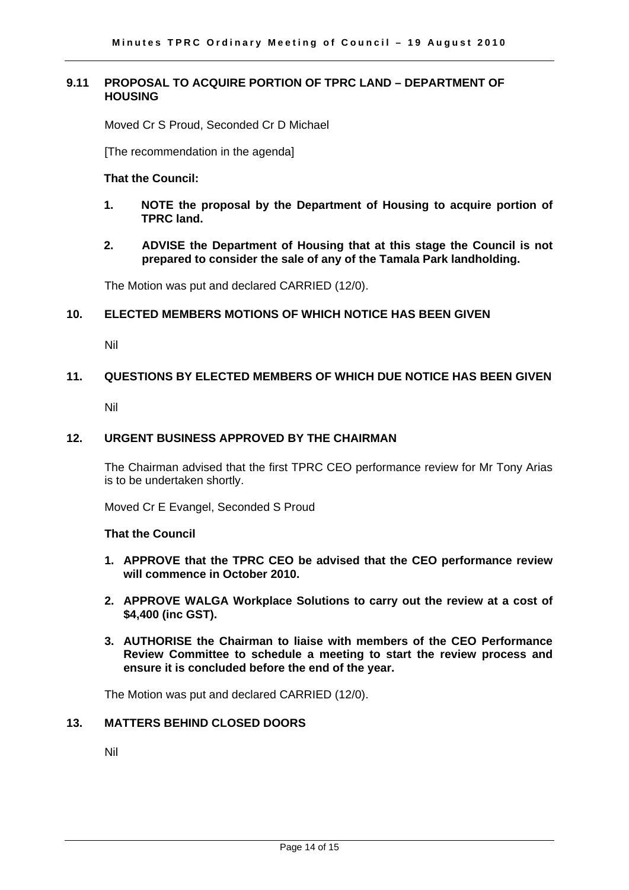### 9.11 PROPOSAL TO ACQUIRE PORTION OF TPRC LAND – DEPARTMENT OF HOUSING

Moved Cr S Proud, Seconded Cr D Michael

[The recommendation in the agenda]

**That the Council:**

1. **NOTE the proposal by the Department of Housing to acquire portion of TPRC land.**

2. **ADVISE the Department of Housing that at this stage the Council is not prepared to consider the sale of any of the Tamala Park landholding.**

The Motion was put and declared CARRIED (12/0).

### 10. ELECTED MEMBERS MOTIONS OF WHICH NOTICE HAS BEEN GIVEN

Nil

### 11. QUESTIONS BY ELECTED MEMBERS OF WHICH DUE NOTICE HAS BEEN GIVEN

Nil

### 12. URGENT BUSINESS APPROVED BY THE CHAIRMAN

The Chairman advised that the first TPRC CEO performance review for Mr Tony Arias is to be undertaken shortly.

Moved Cr E Evangel, Seconded S Proud

**That the Council**

1. **APPROVE that the TPRC CEO be advised that the CEO performance review will commence in October 2010.**
2. **APPROVE WALGA Workplace Solutions to carry out the review at a cost of $4,400 (inc GST).**
3. **AUTHORISE the Chairman to liaise with members of the CEO Performance Review Committee to schedule a meeting to start the review process and ensure it is concluded before the end of the year.**

The Motion was put and declared CARRIED (12/0).

### 13. MATTERS BEHIND CLOSED DOORS

Nil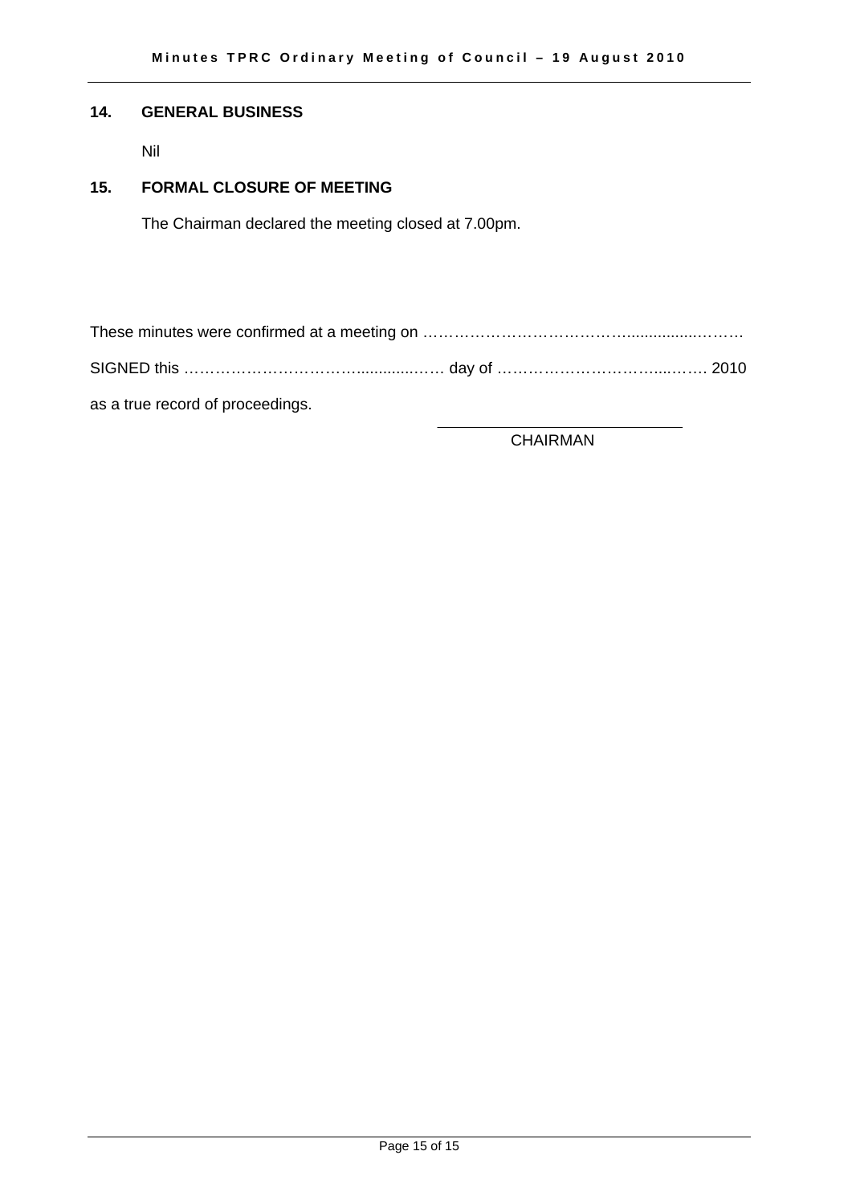## 14. GENERAL BUSINESS

Nil

## 15. FORMAL CLOSURE OF MEETING

The Chairman declared the meeting closed at 7.00pm.

These minutes were confirmed at a meeting on ……………………………………...............………

SIGNED this ……………………………............……. day of ……………………………...……. 2010

as a true record of proceedings.

CHAIRMAN